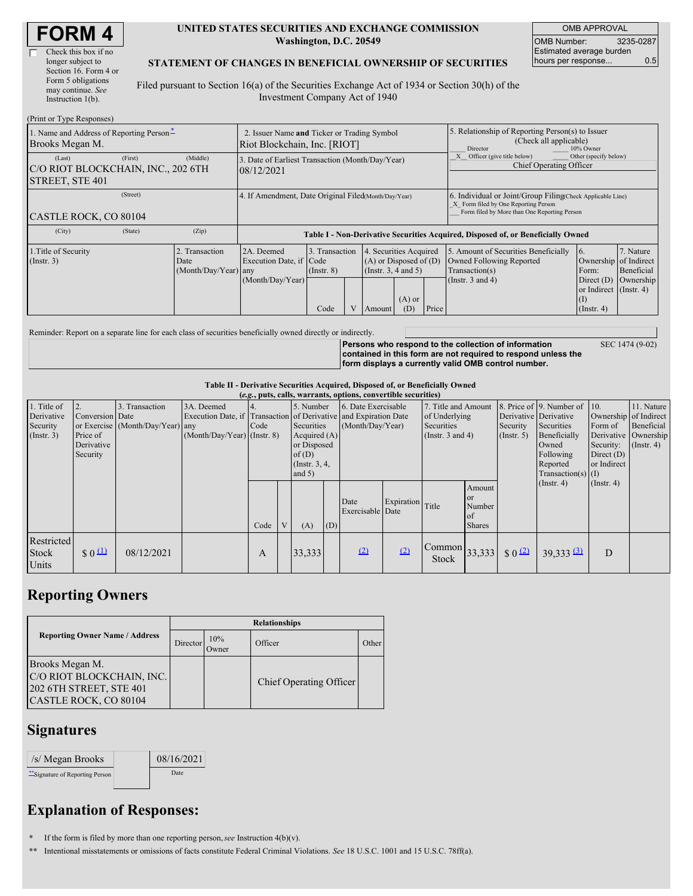# FORM 4

☐ Check this box if no longer subject to Section 16. Form 4 or Form 5 obligations may continue. *See* Instruction 1(b).

**UNITED STATES SECURITIES AND EXCHANGE COMMISSION**
**Washington, D.C. 20549**

**STATEMENT OF CHANGES IN BENEFICIAL OWNERSHIP OF SECURITIES**

Filed pursuant to Section 16(a) of the Securities Exchange Act of 1934 or Section 30(h) of the Investment Company Act of 1940

| OMB APPROVAL | |
|---|---|
| OMB Number: | 3235-0287 |
| Estimated average burden hours per response... | 0.5 |

(Print or Type Responses)

| 1. Name and Address of Reporting Person* | 2. Issuer Name and Ticker or Trading Symbol | 5. Relationship of Reporting Person(s) to Issuer (Check all applicable) |
|---|---|---|
| Brooks Megan M. | Riot Blockchain, Inc. [RIOT] | ___ Director ___ 10% Owner<br>_X_ Officer (give title below) ___ Other (specify below)<br>Chief Operating Officer |
| (Last) (First) (Middle)<br>C/O RIOT BLOCKCHAIN, INC., 202 6TH STREET, STE 401 | 3. Date of Earliest Transaction (Month/Day/Year)<br>08/12/2021 | |
| (Street)<br>CASTLE ROCK, CO 80104 | 4. If Amendment, Date Original Filed (Month/Day/Year) | 6. Individual or Joint/Group Filing (Check Applicable Line)<br>_X_ Form filed by One Reporting Person<br>___ Form filed by More than One Reporting Person |
| (City) (State) (Zip) | | |

**Table I - Non-Derivative Securities Acquired, Disposed of, or Beneficially Owned**

| 1.Title of Security (Instr. 3) | 2. Transaction Date (Month/Day/Year) | 2A. Deemed Execution Date, if any (Month/Day/Year) | 3. Transaction Code (Instr. 8) | | 4. Securities Acquired (A) or Disposed of (D) (Instr. 3, 4 and 5) | | | 5. Amount of Securities Beneficially Owned Following Reported Transaction(s) (Instr. 3 and 4) | 6. Ownership Form: Direct (D) or Indirect (I) (Instr. 4) | 7. Nature of Indirect Beneficial Ownership (Instr. 4) |
|---|---|---|---|---|---|---|---|---|---|---|
| | | | Code | V | Amount | (A) or (D) | Price | | | |

Reminder: Report on a separate line for each class of securities beneficially owned directly or indirectly.

**Persons who respond to the collection of information contained in this form are not required to respond unless the form displays a currently valid OMB control number.** SEC 1474 (9-02)

**Table II - Derivative Securities Acquired, Disposed of, or Beneficially Owned**
**(*e.g.*, puts, calls, warrants, options, convertible securities)**

| 1. Title of Derivative Security (Instr. 3) | 2. Conversion or Exercise Price of Derivative Security | 3. Transaction Date (Month/Day/Year) | 3A. Deemed Execution Date, if any (Month/Day/Year) | 4. Transaction Code (Instr. 8) | | 5. Number of Derivative Securities Acquired (A) or Disposed of (D) (Instr. 3, 4, and 5) | | 6. Date Exercisable and Expiration Date (Month/Day/Year) | | 7. Title and Amount of Underlying Securities (Instr. 3 and 4) | | 8. Price of Derivative Security (Instr. 5) | 9. Number of Derivative Securities Beneficially Owned Following Reported Transaction(s) (Instr. 4) | 10. Ownership Form of Derivative Security: Direct (D) or Indirect (I) (Instr. 4) | 11. Nature of Indirect Beneficial Ownership (Instr. 4) |
|---|---|---|---|---|---|---|---|---|---|---|---|---|---|---|---|
| | | | | Code | V | (A) | (D) | Date Exercisable | Expiration Date | Title | Amount or Number of Shares | | | | |
| Restricted Stock Units | $ 0 (1) | 08/12/2021 | | A | | 33,333 | | (2) | (2) | Common Stock | 33,333 | $ 0 (2) | 39,333 (3) | D | |

## Reporting Owners

| Reporting Owner Name / Address | Relationships | | | |
|---|---|---|---|---|
| | Director | 10% Owner | Officer | Other |
| Brooks Megan M.<br>C/O RIOT BLOCKCHAIN, INC.<br>202 6TH STREET, STE 401<br>CASTLE ROCK, CO 80104 | | | Chief Operating Officer | |

## Signatures

| /s/ Megan Brooks | 08/16/2021 |
|---|---|
| **Signature of Reporting Person | Date |

## Explanation of Responses:

\* If the form is filed by more than one reporting person, *see* Instruction 4(b)(v).

\*\* Intentional misstatements or omissions of facts constitute Federal Criminal Violations. *See* 18 U.S.C. 1001 and 15 U.S.C. 78ff(a).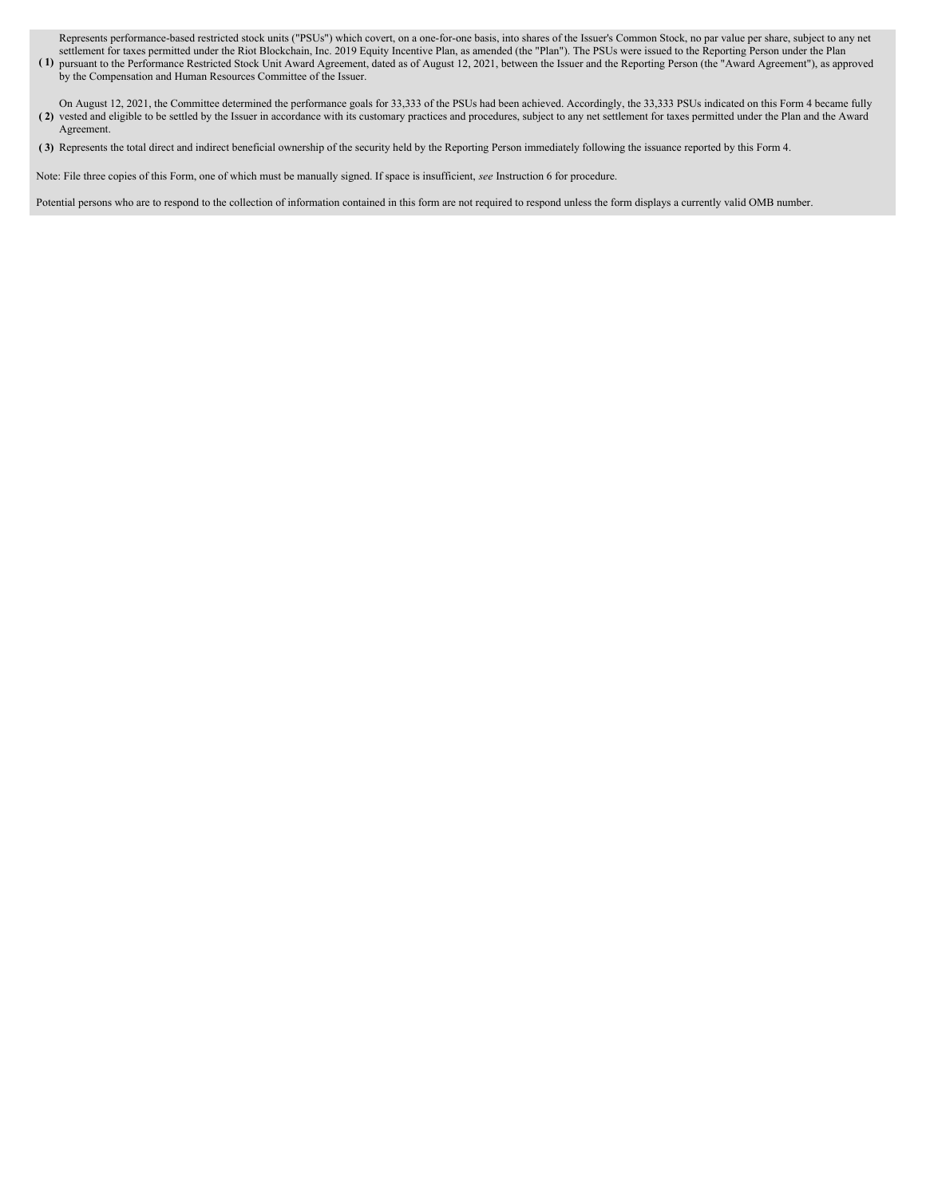**(1)** Represents performance-based restricted stock units ("PSUs") which covert, on a one-for-one basis, into shares of the Issuer's Common Stock, no par value per share, subject to any net settlement for taxes permitted under the Riot Blockchain, Inc. 2019 Equity Incentive Plan, as amended (the "Plan"). The PSUs were issued to the Reporting Person under the Plan pursuant to the Performance Restricted Stock Unit Award Agreement, dated as of August 12, 2021, between the Issuer and the Reporting Person (the "Award Agreement"), as approved by the Compensation and Human Resources Committee of the Issuer.

**(2)** On August 12, 2021, the Committee determined the performance goals for 33,333 of the PSUs had been achieved. Accordingly, the 33,333 PSUs indicated on this Form 4 became fully vested and eligible to be settled by the Issuer in accordance with its customary practices and procedures, subject to any net settlement for taxes permitted under the Plan and the Award Agreement.

**(3)** Represents the total direct and indirect beneficial ownership of the security held by the Reporting Person immediately following the issuance reported by this Form 4.

Note: File three copies of this Form, one of which must be manually signed. If space is insufficient, *see* Instruction 6 for procedure.

Potential persons who are to respond to the collection of information contained in this form are not required to respond unless the form displays a currently valid OMB number.